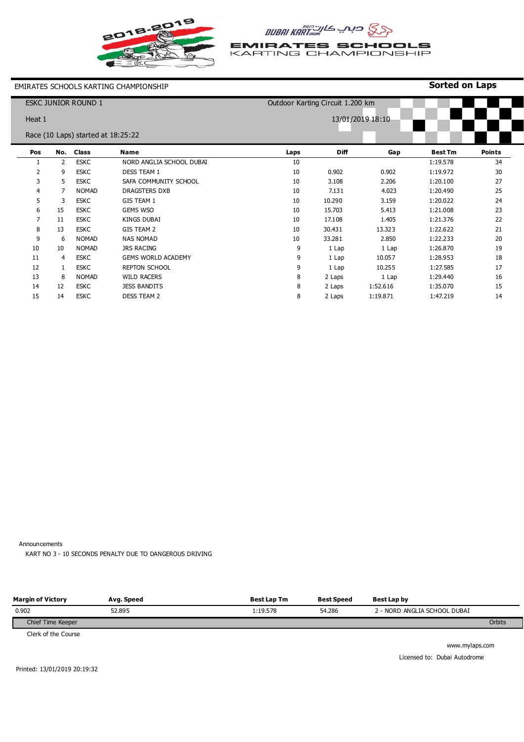# EMIRATES SCHOOLS KARTING CHAMPIONSHIP

EMIRATES SCHOOLS KARTING CHAMPIONSHIP

**Sorted on Laps**

ESKC JUNIOR ROUND 1

Outdoor Karting Circuit 1.200 km

Heat 1

13/01/2019 18:10

Race (10 Laps) started at 18:25:22

| Pos | No. | Class | Name | Laps | Diff | Gap | Best Tm | Points |
|---|---|---|---|---|---|---|---|---|
| 1 | 2 | ESKC | NORD ANGLIA SCHOOL DUBAI | 10 | | | 1:19.578 | 34 |
| 2 | 9 | ESKC | DESS TEAM 1 | 10 | 0.902 | 0.902 | 1:19.972 | 30 |
| 3 | 5 | ESKC | SAFA COMMUNITY SCHOOL | 10 | 3.108 | 2.206 | 1:20.100 | 27 |
| 4 | 7 | NOMAD | DRAGSTERS DXB | 10 | 7.131 | 4.023 | 1:20.490 | 25 |
| 5 | 3 | ESKC | GIS TEAM 1 | 10 | 10.290 | 3.159 | 1:20.022 | 24 |
| 6 | 15 | ESKC | GEMS WSO | 10 | 15.703 | 5.413 | 1:21.008 | 23 |
| 7 | 11 | ESKC | KINGS DUBAI | 10 | 17.108 | 1.405 | 1:21.376 | 22 |
| 8 | 13 | ESKC | GIS TEAM 2 | 10 | 30.431 | 13.323 | 1:22.622 | 21 |
| 9 | 6 | NOMAD | NAS NOMAD | 10 | 33.281 | 2.850 | 1:22.233 | 20 |
| 10 | 10 | NOMAD | JRS RACING | 9 | 1 Lap | 1 Lap | 1:26.870 | 19 |
| 11 | 4 | ESKC | GEMS WORLD ACADEMY | 9 | 1 Lap | 10.057 | 1:28.953 | 18 |
| 12 | 1 | ESKC | REPTON SCHOOL | 9 | 1 Lap | 10.255 | 1:27.585 | 17 |
| 13 | 8 | NOMAD | WILD RACERS | 8 | 2 Laps | 1 Lap | 1:29.440 | 16 |
| 14 | 12 | ESKC | JESS BANDITS | 8 | 2 Laps | 1:52.616 | 1:35.070 | 15 |
| 15 | 14 | ESKC | DESS TEAM 2 | 8 | 2 Laps | 1:19.871 | 1:47.219 | 14 |

Announcements

KART NO 3 - 10 SECONDS PENALTY DUE TO DANGEROUS DRIVING

| Margin of Victory | Avg. Speed | Best Lap Tm | Best Speed | Best Lap by |
|---|---|---|---|---|
| 0.902 | 52.895 | 1:19.578 | 54.286 | 2 - NORD ANGLIA SCHOOL DUBAI |

Chief Time Keeper

Orbits

Clerk of the Course

www.mylaps.com

Licensed to: Dubai Autodrome

Printed: 13/01/2019 20:19:32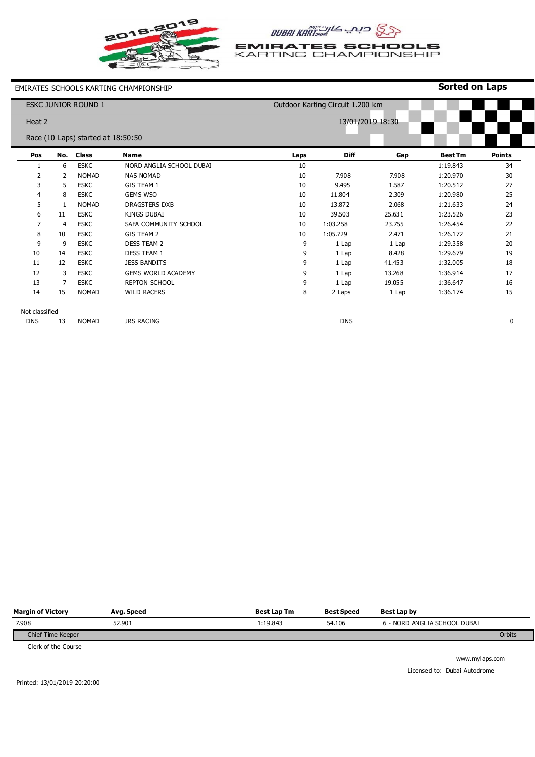EMIRATES SCHOOLS KARTING CHAMPIONSHIP

**Sorted on Laps**

ESKC JUNIOR ROUND 1

Outdoor Karting Circuit 1.200 km

Heat 2

13/01/2019 18:30

Race (10 Laps) started at 18:50:50

| Pos | No. | Class | Name | Laps | Diff | Gap | Best Tm | Points |
|---|---|---|---|---|---|---|---|---|
| 1 | 6 | ESKC | NORD ANGLIA SCHOOL DUBAI | 10 | | | 1:19.843 | 34 |
| 2 | 2 | NOMAD | NAS NOMAD | 10 | 7.908 | 7.908 | 1:20.970 | 30 |
| 3 | 5 | ESKC | GIS TEAM 1 | 10 | 9.495 | 1.587 | 1:20.512 | 27 |
| 4 | 8 | ESKC | GEMS WSO | 10 | 11.804 | 2.309 | 1:20.980 | 25 |
| 5 | 1 | NOMAD | DRAGSTERS DXB | 10 | 13.872 | 2.068 | 1:21.633 | 24 |
| 6 | 11 | ESKC | KINGS DUBAI | 10 | 39.503 | 25.631 | 1:23.526 | 23 |
| 7 | 4 | ESKC | SAFA COMMUNITY SCHOOL | 10 | 1:03.258 | 23.755 | 1:26.454 | 22 |
| 8 | 10 | ESKC | GIS TEAM 2 | 10 | 1:05.729 | 2.471 | 1:26.172 | 21 |
| 9 | 9 | ESKC | DESS TEAM 2 | 9 | 1 Lap | 1 Lap | 1:29.358 | 20 |
| 10 | 14 | ESKC | DESS TEAM 1 | 9 | 1 Lap | 8.428 | 1:29.679 | 19 |
| 11 | 12 | ESKC | JESS BANDITS | 9 | 1 Lap | 41.453 | 1:32.005 | 18 |
| 12 | 3 | ESKC | GEMS WORLD ACADEMY | 9 | 1 Lap | 13.268 | 1:36.914 | 17 |
| 13 | 7 | ESKC | REPTON SCHOOL | 9 | 1 Lap | 19.055 | 1:36.647 | 16 |
| 14 | 15 | NOMAD | WILD RACERS | 8 | 2 Laps | 1 Lap | 1:36.174 | 15 |

Not classified

| Pos | No. | Class | Name | Laps | Diff | Gap | Best Tm | Points |
|---|---|---|---|---|---|---|---|---|
| DNS | 13 | NOMAD | JRS RACING | | DNS | | | 0 |

| Margin of Victory | Avg. Speed | Best Lap Tm | Best Speed | Best Lap by |
|---|---|---|---|---|
| 7.908 | 52.901 | 1:19.843 | 54.106 | 6 - NORD ANGLIA SCHOOL DUBAI |

Chief Time Keeper — Orbits

Clerk of the Course

www.mylaps.com

Licensed to: Dubai Autodrome

Printed: 13/01/2019 20:20:00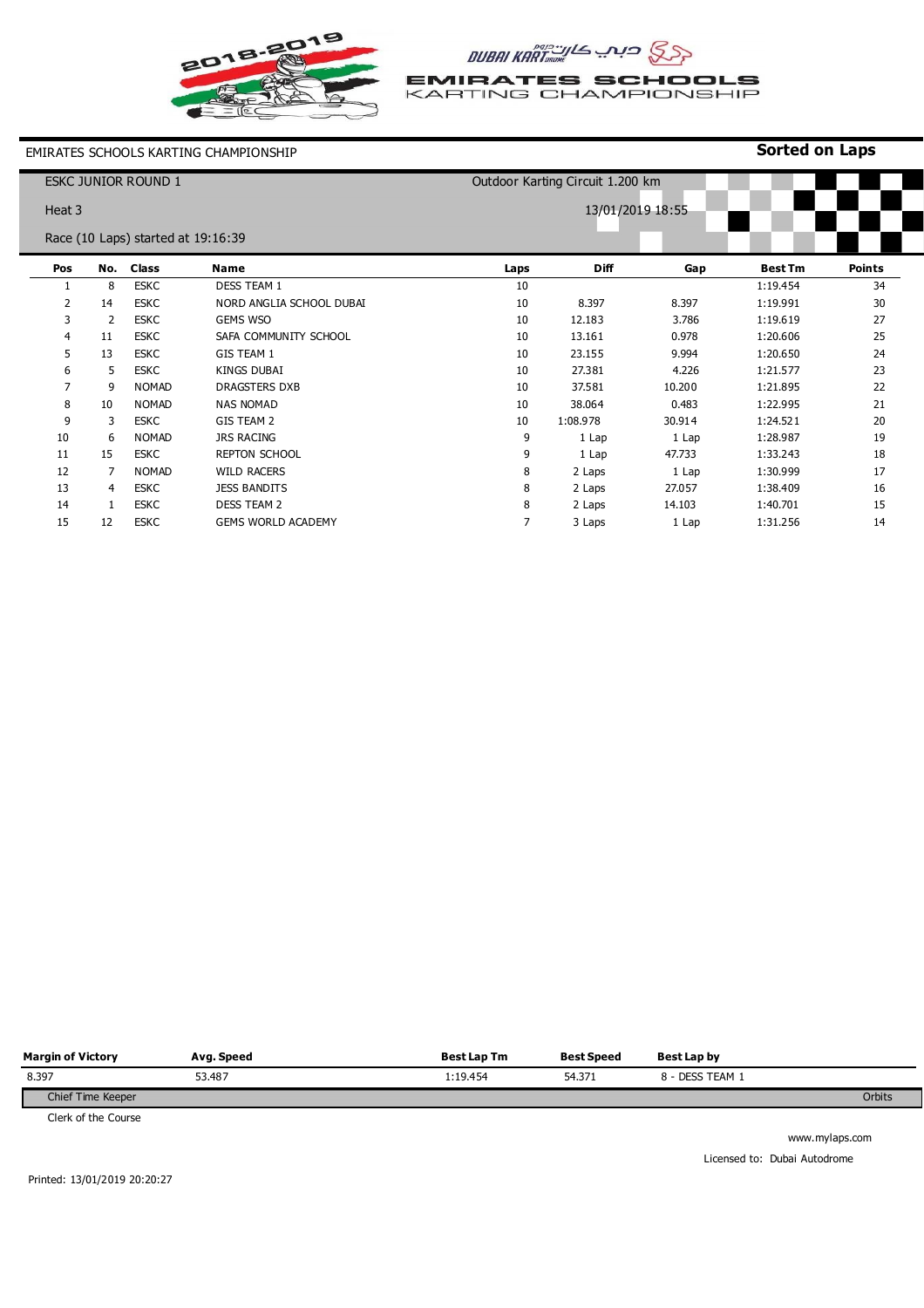EMIRATES SCHOOLS KARTING CHAMPIONSHIP

**Sorted on Laps**

ESKC JUNIOR ROUND 1 — Outdoor Karting Circuit 1.200 km

Heat 3 — 13/01/2019 18:55

Race (10 Laps) started at 19:16:39

| Pos | No. | Class | Name | Laps | Diff | Gap | Best Tm | Points |
|---|---|---|---|---|---|---|---|---|
| 1 | 8 | ESKC | DESS TEAM 1 | 10 | | | 1:19.454 | 34 |
| 2 | 14 | ESKC | NORD ANGLIA SCHOOL DUBAI | 10 | 8.397 | 8.397 | 1:19.991 | 30 |
| 3 | 2 | ESKC | GEMS WSO | 10 | 12.183 | 3.786 | 1:19.619 | 27 |
| 4 | 11 | ESKC | SAFA COMMUNITY SCHOOL | 10 | 13.161 | 0.978 | 1:20.606 | 25 |
| 5 | 13 | ESKC | GIS TEAM 1 | 10 | 23.155 | 9.994 | 1:20.650 | 24 |
| 6 | 5 | ESKC | KINGS DUBAI | 10 | 27.381 | 4.226 | 1:21.577 | 23 |
| 7 | 9 | NOMAD | DRAGSTERS DXB | 10 | 37.581 | 10.200 | 1:21.895 | 22 |
| 8 | 10 | NOMAD | NAS NOMAD | 10 | 38.064 | 0.483 | 1:22.995 | 21 |
| 9 | 3 | ESKC | GIS TEAM 2 | 10 | 1:08.978 | 30.914 | 1:24.521 | 20 |
| 10 | 6 | NOMAD | JRS RACING | 9 | 1 Lap | 1 Lap | 1:28.987 | 19 |
| 11 | 15 | ESKC | REPTON SCHOOL | 9 | 1 Lap | 47.733 | 1:33.243 | 18 |
| 12 | 7 | NOMAD | WILD RACERS | 8 | 2 Laps | 1 Lap | 1:30.999 | 17 |
| 13 | 4 | ESKC | JESS BANDITS | 8 | 2 Laps | 27.057 | 1:38.409 | 16 |
| 14 | 1 | ESKC | DESS TEAM 2 | 8 | 2 Laps | 14.103 | 1:40.701 | 15 |
| 15 | 12 | ESKC | GEMS WORLD ACADEMY | 7 | 3 Laps | 1 Lap | 1:31.256 | 14 |

| Margin of Victory | Avg. Speed | Best Lap Tm | Best Speed | Best Lap by |
|---|---|---|---|---|
| 8.397 | 53.487 | 1:19.454 | 54.371 | 8 - DESS TEAM 1 |

Chief Time Keeper — Orbits

Clerk of the Course

www.mylaps.com

Licensed to: Dubai Autodrome

Printed: 13/01/2019 20:20:27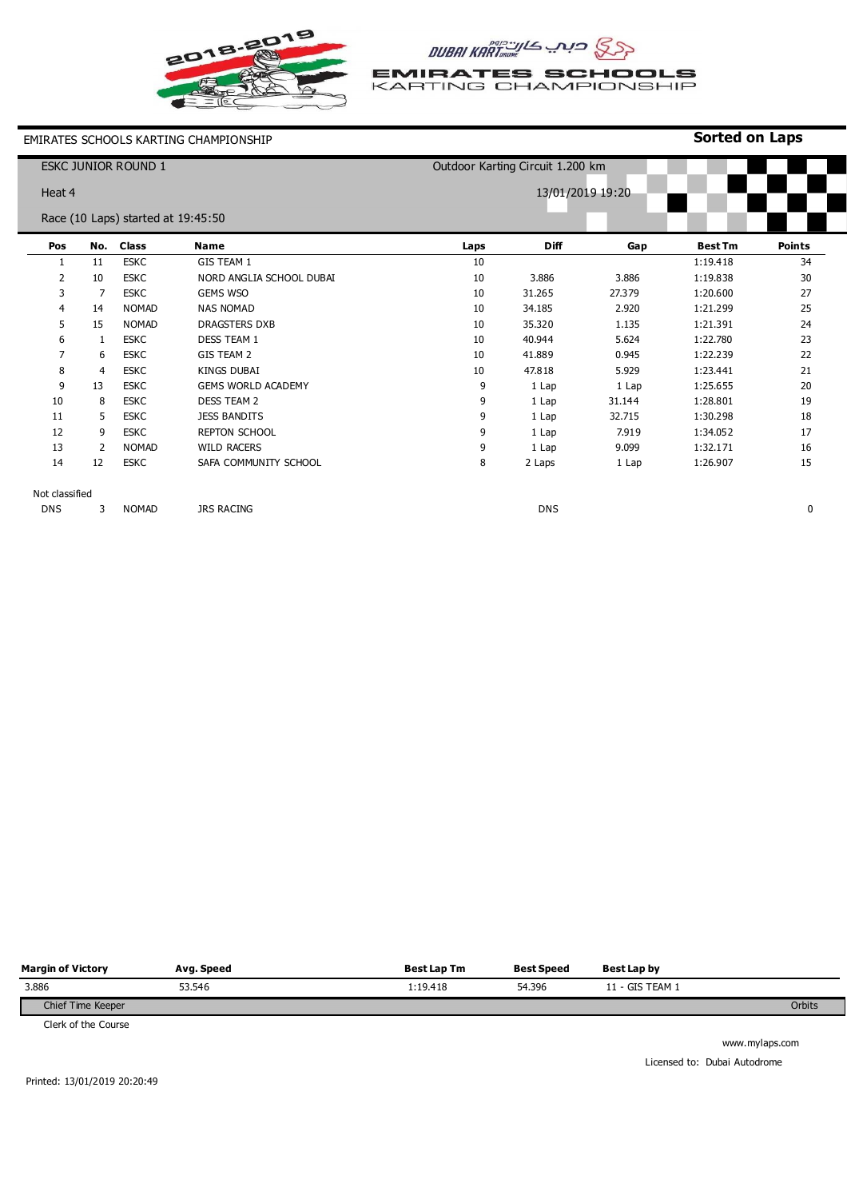EMIRATES SCHOOLS KARTING CHAMPIONSHIP

دبي كارت درום DUBAI KARTDROME

EMIRATES SCHOOLS KARTING CHAMPIONSHIP

**Sorted on Laps**

ESKC JUNIOR ROUND 1

Outdoor Karting Circuit 1.200 km

Heat 4

13/01/2019 19:20

Race (10 Laps) started at 19:45:50

| Pos | No. | Class | Name | Laps | Diff | Gap | Best Tm | Points |
|---|---|---|---|---|---|---|---|---|
| 1 | 11 | ESKC | GIS TEAM 1 | 10 | | | 1:19.418 | 34 |
| 2 | 10 | ESKC | NORD ANGLIA SCHOOL DUBAI | 10 | 3.886 | 3.886 | 1:19.838 | 30 |
| 3 | 7 | ESKC | GEMS WSO | 10 | 31.265 | 27.379 | 1:20.600 | 27 |
| 4 | 14 | NOMAD | NAS NOMAD | 10 | 34.185 | 2.920 | 1:21.299 | 25 |
| 5 | 15 | NOMAD | DRAGSTERS DXB | 10 | 35.320 | 1.135 | 1:21.391 | 24 |
| 6 | 1 | ESKC | DESS TEAM 1 | 10 | 40.944 | 5.624 | 1:22.780 | 23 |
| 7 | 6 | ESKC | GIS TEAM 2 | 10 | 41.889 | 0.945 | 1:22.239 | 22 |
| 8 | 4 | ESKC | KINGS DUBAI | 10 | 47.818 | 5.929 | 1:23.441 | 21 |
| 9 | 13 | ESKC | GEMS WORLD ACADEMY | 9 | 1 Lap | 1 Lap | 1:25.655 | 20 |
| 10 | 8 | ESKC | DESS TEAM 2 | 9 | 1 Lap | 31.144 | 1:28.801 | 19 |
| 11 | 5 | ESKC | JESS BANDITS | 9 | 1 Lap | 32.715 | 1:30.298 | 18 |
| 12 | 9 | ESKC | REPTON SCHOOL | 9 | 1 Lap | 7.919 | 1:34.052 | 17 |
| 13 | 2 | NOMAD | WILD RACERS | 9 | 1 Lap | 9.099 | 1:32.171 | 16 |
| 14 | 12 | ESKC | SAFA COMMUNITY SCHOOL | 8 | 2 Laps | 1 Lap | 1:26.907 | 15 |

Not classified

| Pos | No. | Class | Name | Laps | Diff | Gap | Best Tm | Points |
|---|---|---|---|---|---|---|---|---|
| DNS | 3 | NOMAD | JRS RACING | | DNS | | | 0 |

| Margin of Victory | Avg. Speed | Best Lap Tm | Best Speed | Best Lap by |
|---|---|---|---|---|
| 3.886 | 53.546 | 1:19.418 | 54.396 | 11 - GIS TEAM 1 |

Chief Time Keeper

Orbits

Clerk of the Course

www.mylaps.com

Licensed to: Dubai Autodrome

Printed: 13/01/2019 20:20:49